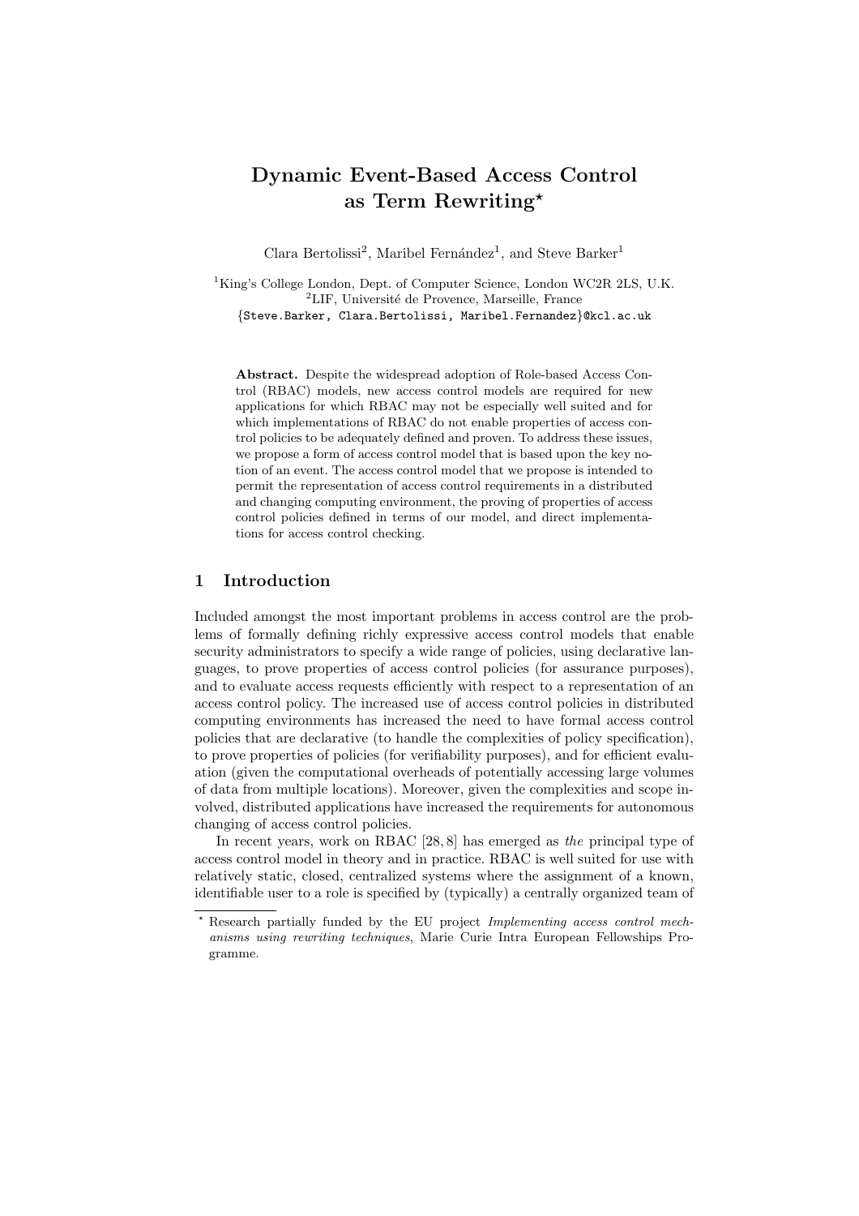// Dynamic Event-Based Access Control as Term Rewriting

# Dynamic Event-Based Access Control as Term Rewriting*

Clara Bertolissi[2], Maribel Fernández[1], and Steve Barker[1]

[1]King's College London, Dept. of Computer Science, London WC2R 2LS, U.K.
[2]LIF, Université de Provence, Marseille, France
{Steve.Barker, Clara.Bertolissi, Maribel.Fernandez}@kcl.ac.uk

**Abstract.** Despite the widespread adoption of Role-based Access Control (RBAC) models, new access control models are required for new applications for which RBAC may not be especially well suited and for which implementations of RBAC do not enable properties of access control policies to be adequately defined and proven. To address these issues, we propose a form of access control model that is based upon the key notion of an event. The access control model that we propose is intended to permit the representation of access control requirements in a distributed and changing computing environment, the proving of properties of access control policies defined in terms of our model, and direct implementations for access control checking.

## 1 Introduction

Included amongst the most important problems in access control are the problems of formally defining richly expressive access control models that enable security administrators to specify a wide range of policies, using declarative languages, to prove properties of access control policies (for assurance purposes), and to evaluate access requests efficiently with respect to a representation of an access control policy. The increased use of access control policies in distributed computing environments has increased the need to have formal access control policies that are declarative (to handle the complexities of policy specification), to prove properties of policies (for verifiability purposes), and for efficient evaluation (given the computational overheads of potentially accessing large volumes of data from multiple locations). Moreover, given the complexities and scope involved, distributed applications have increased the requirements for autonomous changing of access control policies.

In recent years, work on RBAC [28, 8] has emerged as *the* principal type of access control model in theory and in practice. RBAC is well suited for use with relatively static, closed, centralized systems where the assignment of a known, identifiable user to a role is specified by (typically) a centrally organized team of

* Research partially funded by the EU project *Implementing access control mechanisms using rewriting techniques*, Marie Curie Intra European Fellowships Programme.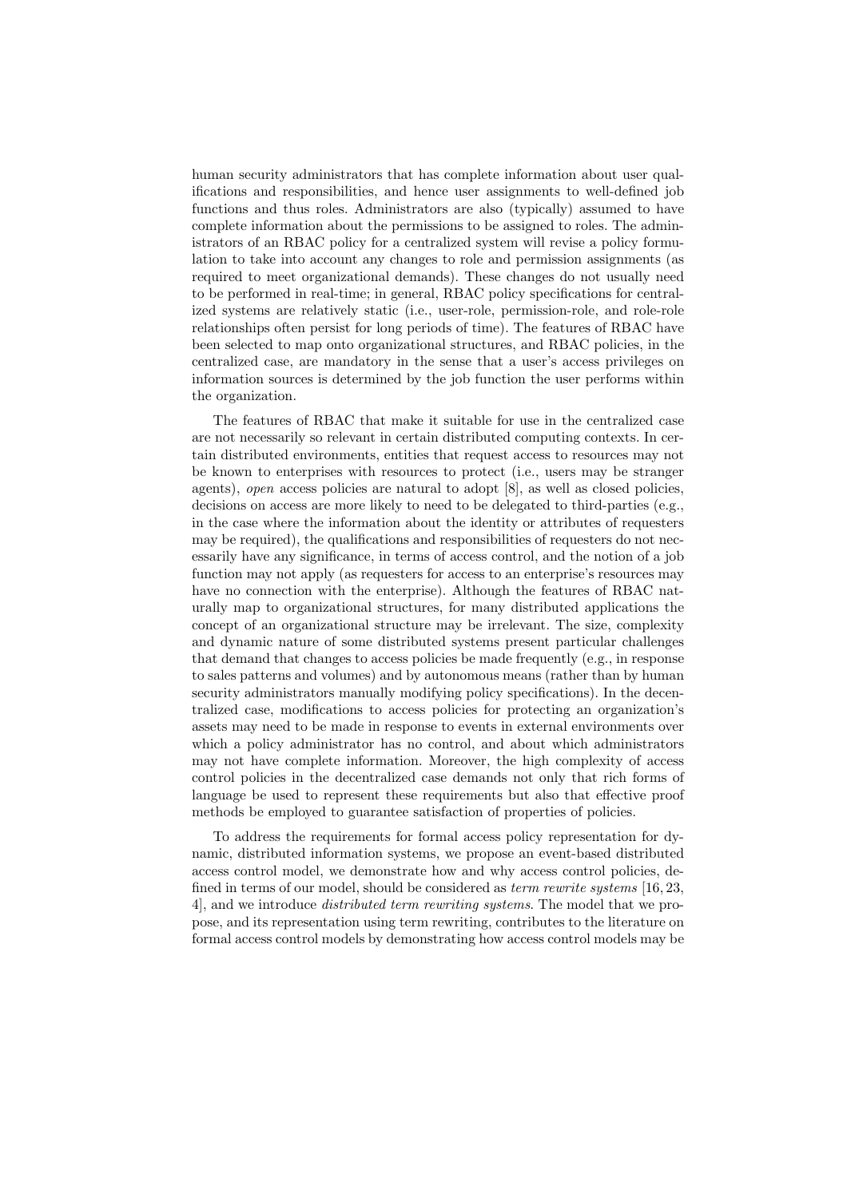human security administrators that has complete information about user qualifications and responsibilities, and hence user assignments to well-defined job functions and thus roles. Administrators are also (typically) assumed to have complete information about the permissions to be assigned to roles. The administrators of an RBAC policy for a centralized system will revise a policy formulation to take into account any changes to role and permission assignments (as required to meet organizational demands). These changes do not usually need to be performed in real-time; in general, RBAC policy specifications for centralized systems are relatively static (i.e., user-role, permission-role, and role-role relationships often persist for long periods of time). The features of RBAC have been selected to map onto organizational structures, and RBAC policies, in the centralized case, are mandatory in the sense that a user's access privileges on information sources is determined by the job function the user performs within the organization.

The features of RBAC that make it suitable for use in the centralized case are not necessarily so relevant in certain distributed computing contexts. In certain distributed environments, entities that request access to resources may not be known to enterprises with resources to protect (i.e., users may be stranger agents), *open* access policies are natural to adopt [8], as well as closed policies, decisions on access are more likely to need to be delegated to third-parties (e.g., in the case where the information about the identity or attributes of requesters may be required), the qualifications and responsibilities of requesters do not necessarily have any significance, in terms of access control, and the notion of a job function may not apply (as requesters for access to an enterprise's resources may have no connection with the enterprise). Although the features of RBAC naturally map to organizational structures, for many distributed applications the concept of an organizational structure may be irrelevant. The size, complexity and dynamic nature of some distributed systems present particular challenges that demand that changes to access policies be made frequently (e.g., in response to sales patterns and volumes) and by autonomous means (rather than by human security administrators manually modifying policy specifications). In the decentralized case, modifications to access policies for protecting an organization's assets may need to be made in response to events in external environments over which a policy administrator has no control, and about which administrators may not have complete information. Moreover, the high complexity of access control policies in the decentralized case demands not only that rich forms of language be used to represent these requirements but also that effective proof methods be employed to guarantee satisfaction of properties of policies.

To address the requirements for formal access policy representation for dynamic, distributed information systems, we propose an event-based distributed access control model, we demonstrate how and why access control policies, defined in terms of our model, should be considered as *term rewrite systems* [16, 23, 4], and we introduce *distributed term rewriting systems*. The model that we propose, and its representation using term rewriting, contributes to the literature on formal access control models by demonstrating how access control models may be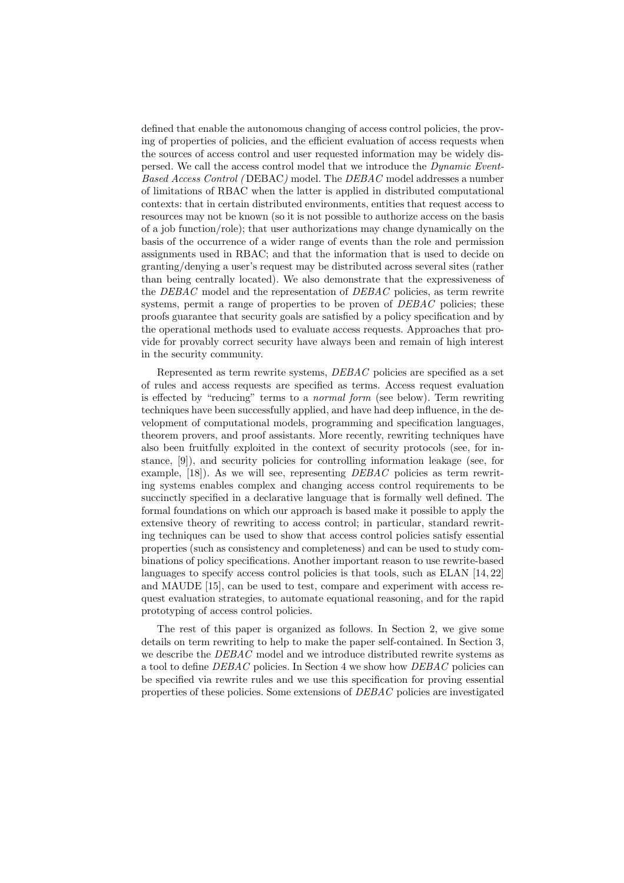defined that enable the autonomous changing of access control policies, the proving of properties of policies, and the efficient evaluation of access requests when the sources of access control and user requested information may be widely dispersed. We call the access control model that we introduce the *Dynamic Event-Based Access Control (*DEBAC*)* model. The *DEBAC* model addresses a number of limitations of RBAC when the latter is applied in distributed computational contexts: that in certain distributed environments, entities that request access to resources may not be known (so it is not possible to authorize access on the basis of a job function/role); that user authorizations may change dynamically on the basis of the occurrence of a wider range of events than the role and permission assignments used in RBAC; and that the information that is used to decide on granting/denying a user's request may be distributed across several sites (rather than being centrally located). We also demonstrate that the expressiveness of the *DEBAC* model and the representation of *DEBAC* policies, as term rewrite systems, permit a range of properties to be proven of *DEBAC* policies; these proofs guarantee that security goals are satisfied by a policy specification and by the operational methods used to evaluate access requests. Approaches that provide for provably correct security have always been and remain of high interest in the security community.

Represented as term rewrite systems, *DEBAC* policies are specified as a set of rules and access requests are specified as terms. Access request evaluation is effected by "reducing" terms to a *normal form* (see below). Term rewriting techniques have been successfully applied, and have had deep influence, in the development of computational models, programming and specification languages, theorem provers, and proof assistants. More recently, rewriting techniques have also been fruitfully exploited in the context of security protocols (see, for instance, [9]), and security policies for controlling information leakage (see, for example, [18]). As we will see, representing *DEBAC* policies as term rewriting systems enables complex and changing access control requirements to be succinctly specified in a declarative language that is formally well defined. The formal foundations on which our approach is based make it possible to apply the extensive theory of rewriting to access control; in particular, standard rewriting techniques can be used to show that access control policies satisfy essential properties (such as consistency and completeness) and can be used to study combinations of policy specifications. Another important reason to use rewrite-based languages to specify access control policies is that tools, such as ELAN [14, 22] and MAUDE [15], can be used to test, compare and experiment with access request evaluation strategies, to automate equational reasoning, and for the rapid prototyping of access control policies.

The rest of this paper is organized as follows. In Section 2, we give some details on term rewriting to help to make the paper self-contained. In Section 3, we describe the *DEBAC* model and we introduce distributed rewrite systems as a tool to define *DEBAC* policies. In Section 4 we show how *DEBAC* policies can be specified via rewrite rules and we use this specification for proving essential properties of these policies. Some extensions of *DEBAC* policies are investigated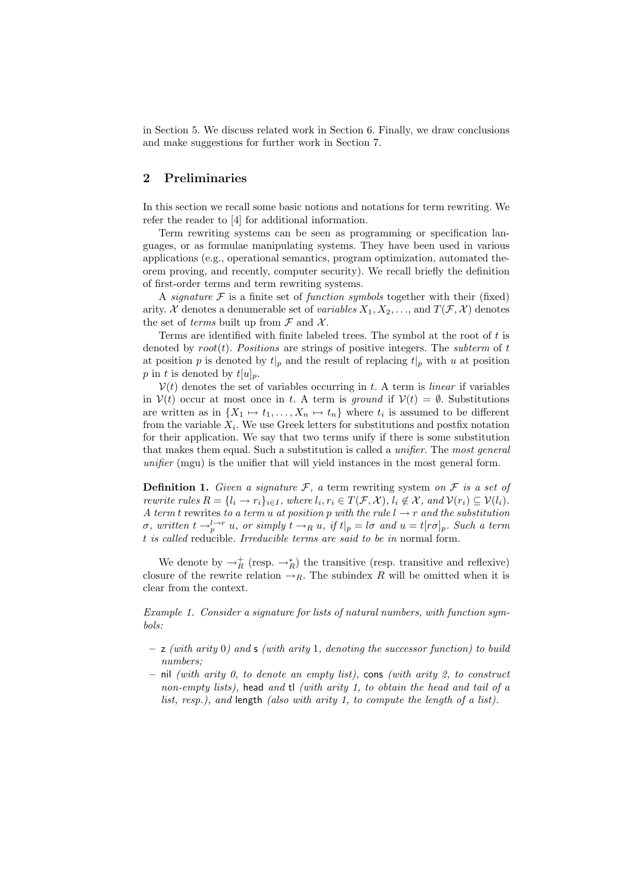in Section 5. We discuss related work in Section 6. Finally, we draw conclusions and make suggestions for further work in Section 7.

## 2 Preliminaries

In this section we recall some basic notions and notations for term rewriting. We refer the reader to [4] for additional information.

Term rewriting systems can be seen as programming or specification languages, or as formulae manipulating systems. They have been used in various applications (e.g., operational semantics, program optimization, automated theorem proving, and recently, computer security). We recall briefly the definition of first-order terms and term rewriting systems.

A *signature* $\mathcal{F}$ is a finite set of *function symbols* together with their (fixed) arity. $\mathcal{X}$ denotes a denumerable set of *variables* $X_1, X_2, \ldots$, and $T(\mathcal{F}, \mathcal{X})$ denotes the set of *terms* built up from $\mathcal{F}$ and $\mathcal{X}$.

Terms are identified with finite labeled trees. The symbol at the root of $t$ is denoted by $root(t)$. *Positions* are strings of positive integers. The *subterm* of $t$ at position $p$ is denoted by $t|_p$ and the result of replacing $t|_p$ with $u$ at position $p$ in $t$ is denoted by $t[u]_p$.

$\mathcal{V}(t)$ denotes the set of variables occurring in $t$. A term is *linear* if variables in $\mathcal{V}(t)$ occur at most once in $t$. A term is *ground* if $\mathcal{V}(t) = \emptyset$. Substitutions are written as in $\{X_1 \mapsto t_1, \ldots, X_n \mapsto t_n\}$ where $t_i$ is assumed to be different from the variable $X_i$. We use Greek letters for substitutions and postfix notation for their application. We say that two terms unify if there is some substitution that makes them equal. Such a substitution is called a *unifier*. The *most general unifier* (mgu) is the unifier that will yield instances in the most general form.

**Definition 1.** *Given a signature $\mathcal{F}$, a* term rewriting system *on $\mathcal{F}$ is a set of rewrite rules $R = \{l_i \to r_i\}_{i \in I}$, where $l_i, r_i \in T(\mathcal{F}, \mathcal{X})$, $l_i \notin \mathcal{X}$, and $\mathcal{V}(r_i) \subseteq \mathcal{V}(l_i)$. A term $t$* rewrites *to a term $u$ at position $p$ with the rule $l \to r$ and the substitution $\sigma$, written $t \to_p^{l \to r} u$, or simply $t \to_R u$, if $t|_p = l\sigma$ and $u = t[r\sigma]_p$. Such a term $t$ is called* reducible. *Irreducible terms are said to be in* normal form.

We denote by $\to_R^+$ (resp. $\to_R^*$) the transitive (resp. transitive and reflexive) closure of the rewrite relation $\to_R$. The subindex $R$ will be omitted when it is clear from the context.

*Example 1. Consider a signature for lists of natural numbers, with function symbols:*

- z *(with arity* 0*) and* s *(with arity* 1*, denoting the successor function) to build numbers;*
- nil *(with arity 0, to denote an empty list),* cons *(with arity 2, to construct non-empty lists),* head *and* tl *(with arity 1, to obtain the head and tail of a list, resp.), and* length *(also with arity 1, to compute the length of a list).*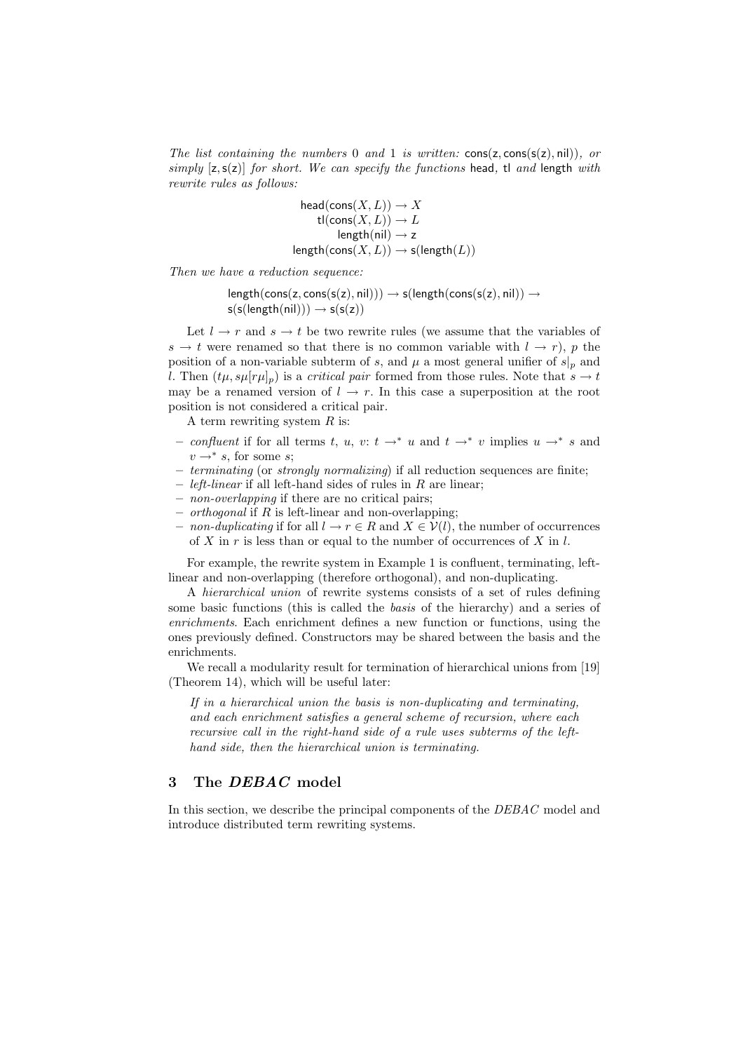*The list containing the numbers* 0 *and* 1 *is written:* $\mathsf{cons}(\mathsf{z}, \mathsf{cons}(\mathsf{s}(\mathsf{z}), \mathsf{nil}))$*, or simply* $[\mathsf{z}, \mathsf{s}(\mathsf{z})]$ *for short. We can specify the functions* $\mathsf{head}$*,* $\mathsf{tl}$ *and* $\mathsf{length}$ *with rewrite rules as follows:*

$$
\begin{aligned}
\mathsf{head}(\mathsf{cons}(X, L)) &\to X \\
\mathsf{tl}(\mathsf{cons}(X, L)) &\to L \\
\mathsf{length}(\mathsf{nil}) &\to \mathsf{z} \\
\mathsf{length}(\mathsf{cons}(X, L)) &\to \mathsf{s}(\mathsf{length}(L))
\end{aligned}
$$

*Then we have a reduction sequence:*

$$
\mathsf{length}(\mathsf{cons}(\mathsf{z}, \mathsf{cons}(\mathsf{s}(\mathsf{z}), \mathsf{nil}))) \to \mathsf{s}(\mathsf{length}(\mathsf{cons}(\mathsf{s}(\mathsf{z}), \mathsf{nil})) \to \\
\mathsf{s}(\mathsf{s}(\mathsf{length}(\mathsf{nil}))) \to \mathsf{s}(\mathsf{s}(\mathsf{z}))
$$

Let $l \to r$ and $s \to t$ be two rewrite rules (we assume that the variables of $s \to t$ were renamed so that there is no common variable with $l \to r$), $p$ the position of a non-variable subterm of $s$, and $\mu$ a most general unifier of $s|_p$ and $l$. Then $(t\mu, s\mu[r\mu]_p)$ is a *critical pair* formed from those rules. Note that $s \to t$ may be a renamed version of $l \to r$. In this case a superposition at the root position is not considered a critical pair.

A term rewriting system $R$ is:

- *confluent* if for all terms $t$, $u$, $v$: $t \to^* u$ and $t \to^* v$ implies $u \to^* s$ and $v \to^* s$, for some $s$;
- *terminating* (or *strongly normalizing*) if all reduction sequences are finite;
- *left-linear* if all left-hand sides of rules in $R$ are linear;
- *non-overlapping* if there are no critical pairs;
- *orthogonal* if $R$ is left-linear and non-overlapping;
- *non-duplicating* if for all $l \to r \in R$ and $X \in \mathcal{V}(l)$, the number of occurrences of $X$ in $r$ is less than or equal to the number of occurrences of $X$ in $l$.

For example, the rewrite system in Example 1 is confluent, terminating, left-linear and non-overlapping (therefore orthogonal), and non-duplicating.

A *hierarchical union* of rewrite systems consists of a set of rules defining some basic functions (this is called the *basis* of the hierarchy) and a series of *enrichments*. Each enrichment defines a new function or functions, using the ones previously defined. Constructors may be shared between the basis and the enrichments.

We recall a modularity result for termination of hierarchical unions from [19] (Theorem 14), which will be useful later:

> *If in a hierarchical union the basis is non-duplicating and terminating, and each enrichment satisfies a general scheme of recursion, where each recursive call in the right-hand side of a rule uses subterms of the left-hand side, then the hierarchical union is terminating.*

## 3 The *DEBAC* model

In this section, we describe the principal components of the *DEBAC* model and introduce distributed term rewriting systems.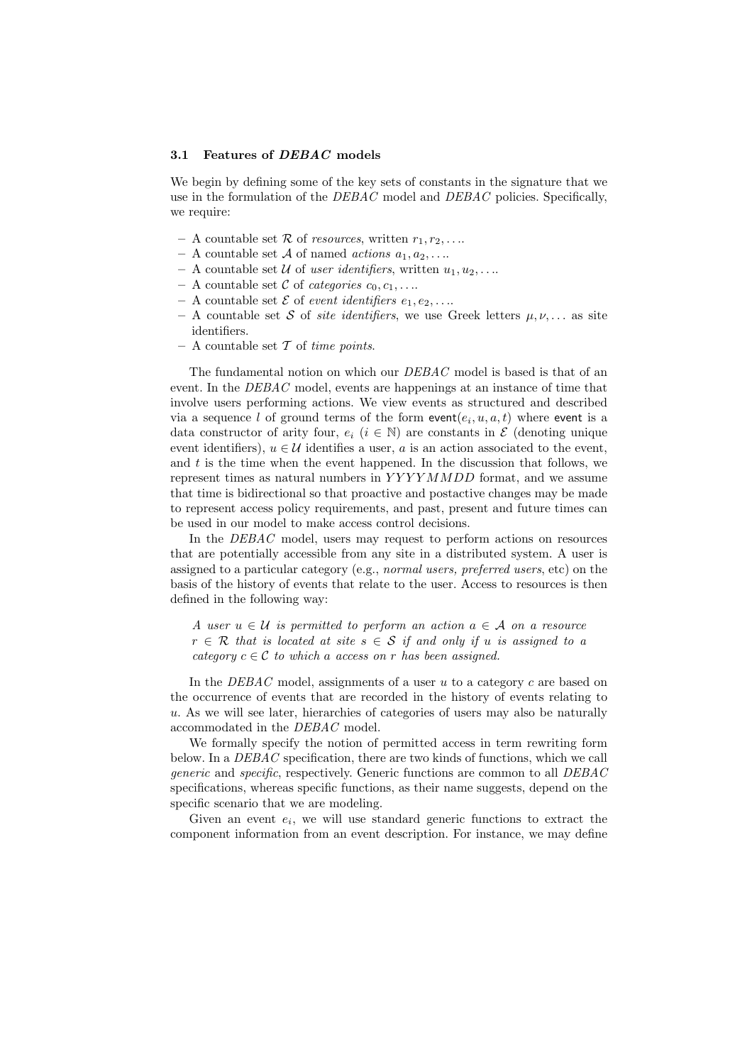### 3.1 Features of *DEBAC* models

We begin by defining some of the key sets of constants in the signature that we use in the formulation of the *DEBAC* model and *DEBAC* policies. Specifically, we require:

- A countable set $\mathcal{R}$ of *resources*, written $r_1, r_2, \ldots$.
- A countable set $\mathcal{A}$ of named *actions* $a_1, a_2, \ldots$.
- A countable set $\mathcal{U}$ of *user identifiers*, written $u_1, u_2, \ldots$.
- A countable set $\mathcal{C}$ of *categories* $c_0, c_1, \ldots$.
- A countable set $\mathcal{E}$ of *event identifiers* $e_1, e_2, \ldots$.
- A countable set $\mathcal{S}$ of *site identifiers*, we use Greek letters $\mu, \nu, \ldots$ as site identifiers.
- A countable set $\mathcal{T}$ of *time points*.

The fundamental notion on which our *DEBAC* model is based is that of an event. In the *DEBAC* model, events are happenings at an instance of time that involve users performing actions. We view events as structured and described via a sequence $l$ of ground terms of the form $\mathsf{event}(e_i, u, a, t)$ where $\mathsf{event}$ is a data constructor of arity four, $e_i$ ($i \in \mathbb{N}$) are constants in $\mathcal{E}$ (denoting unique event identifiers), $u \in \mathcal{U}$ identifies a user, $a$ is an action associated to the event, and $t$ is the time when the event happened. In the discussion that follows, we represent times as natural numbers in $YYYYMMDD$ format, and we assume that time is bidirectional so that proactive and postactive changes may be made to represent access policy requirements, and past, present and future times can be used in our model to make access control decisions.

In the *DEBAC* model, users may request to perform actions on resources that are potentially accessible from any site in a distributed system. A user is assigned to a particular category (e.g., *normal users, preferred users*, etc) on the basis of the history of events that relate to the user. Access to resources is then defined in the following way:

> *A user $u \in \mathcal{U}$ is permitted to perform an action $a \in \mathcal{A}$ on a resource $r \in \mathcal{R}$ that is located at site $s \in \mathcal{S}$ if and only if $u$ is assigned to a category $c \in \mathcal{C}$ to which a access on $r$ has been assigned.*

In the *DEBAC* model, assignments of a user $u$ to a category $c$ are based on the occurrence of events that are recorded in the history of events relating to $u$. As we will see later, hierarchies of categories of users may also be naturally accommodated in the *DEBAC* model.

We formally specify the notion of permitted access in term rewriting form below. In a *DEBAC* specification, there are two kinds of functions, which we call *generic* and *specific*, respectively. Generic functions are common to all *DEBAC* specifications, whereas specific functions, as their name suggests, depend on the specific scenario that we are modeling.

Given an event $e_i$, we will use standard generic functions to extract the component information from an event description. For instance, we may define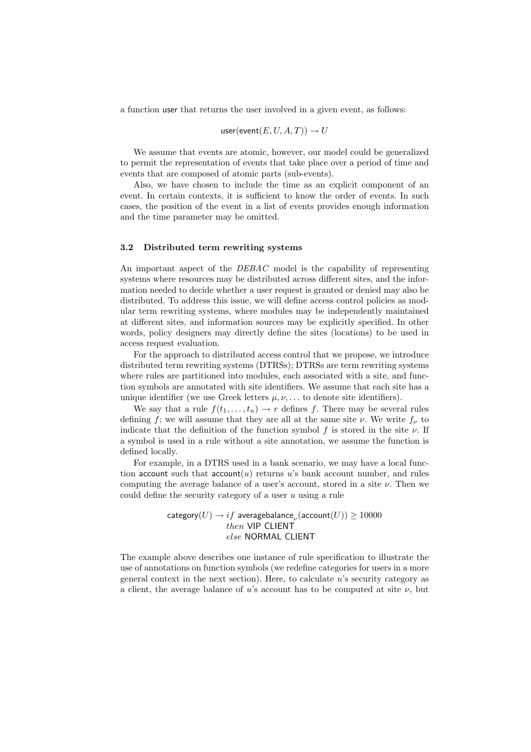a function user that returns the user involved in a given event, as follows:

$$\mathsf{user}(\mathsf{event}(E, U, A, T)) \rightarrow U$$

We assume that events are atomic, however, our model could be generalized to permit the representation of events that take place over a period of time and events that are composed of atomic parts (sub-events).

Also, we have chosen to include the time as an explicit component of an event. In certain contexts, it is sufficient to know the order of events. In such cases, the position of the event in a list of events provides enough information and the time parameter may be omitted.

### 3.2 Distributed term rewriting systems

An important aspect of the *DEBAC* model is the capability of representing systems where resources may be distributed across different sites, and the information needed to decide whether a user request is granted or denied may also be distributed. To address this issue, we will define access control policies as modular term rewriting systems, where modules may be independently maintained at different sites, and information sources may be explicitly specified. In other words, policy designers may directly define the sites (locations) to be used in access request evaluation.

For the approach to distributed access control that we propose, we introduce distributed term rewriting systems (DTRSs); DTRSs are term rewriting systems where rules are partitioned into modules, each associated with a site, and function symbols are annotated with site identifiers. We assume that each site has a unique identifier (we use Greek letters $\mu, \nu, \dots$ to denote site identifiers).

We say that a rule $f(t_1, \dots, t_n) \rightarrow r$ defines $f$. There may be several rules defining $f$; we will assume that they are all at the same site $\nu$. We write $f_\nu$ to indicate that the definition of the function symbol $f$ is stored in the site $\nu$. If a symbol is used in a rule without a site annotation, we assume the function is defined locally.

For example, in a DTRS used in a bank scenario, we may have a local function account such that $\mathsf{account}(u)$ returns $u$'s bank account number, and rules computing the average balance of a user's account, stored in a site $\nu$. Then we could define the security category of a user $u$ using a rule

$$\begin{aligned} \mathsf{category}(U) \rightarrow\ & if\ \mathsf{averagebalance}_\nu(\mathsf{account}(U)) \geq 10000 \\ & then\ \mathsf{VIP\ CLIENT} \\ & else\ \mathsf{NORMAL\ CLIENT} \end{aligned}$$

The example above describes one instance of rule specification to illustrate the use of annotations on function symbols (we redefine categories for users in a more general context in the next section). Here, to calculate $u$'s security category as a client, the average balance of $u$'s account has to be computed at site $\nu$, but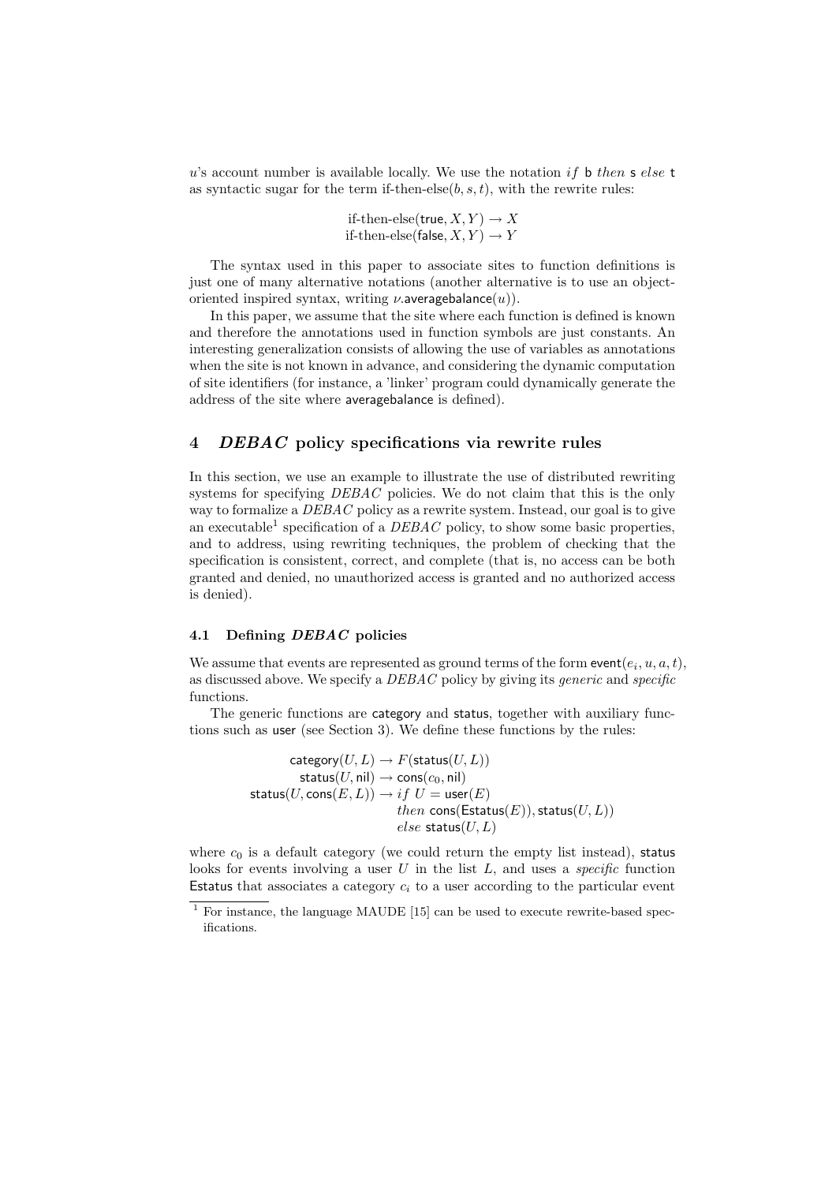$u$'s account number is available locally. We use the notation $if$ b $then$ s $else$ t as syntactic sugar for the term if-then-else$(b, s, t)$, with the rewrite rules:

$$\text{if-then-else}(\mathsf{true}, X, Y) \rightarrow X$$
$$\text{if-then-else}(\mathsf{false}, X, Y) \rightarrow Y$$

The syntax used in this paper to associate sites to function definitions is just one of many alternative notations (another alternative is to use an object-oriented inspired syntax, writing $\nu.\mathsf{averagebalance}(u)$).

In this paper, we assume that the site where each function is defined is known and therefore the annotations used in function symbols are just constants. An interesting generalization consists of allowing the use of variables as annotations when the site is not known in advance, and considering the dynamic computation of site identifiers (for instance, a 'linker' program could dynamically generate the address of the site where averagebalance is defined).

## 4 *DEBAC* policy specifications via rewrite rules

In this section, we use an example to illustrate the use of distributed rewriting systems for specifying *DEBAC* policies. We do not claim that this is the only way to formalize a *DEBAC* policy as a rewrite system. Instead, our goal is to give an executable[1] specification of a *DEBAC* policy, to show some basic properties, and to address, using rewriting techniques, the problem of checking that the specification is consistent, correct, and complete (that is, no access can be both granted and denied, no unauthorized access is granted and no authorized access is denied).

### 4.1 Defining *DEBAC* policies

We assume that events are represented as ground terms of the form $\mathsf{event}(e_i, u, a, t)$, as discussed above. We specify a *DEBAC* policy by giving its *generic* and *specific* functions.

The generic functions are category and status, together with auxiliary functions such as user (see Section 3). We define these functions by the rules:

$$\begin{aligned}
\mathsf{category}(U, L) &\rightarrow F(\mathsf{status}(U, L))\\
\mathsf{status}(U, \mathsf{nil}) &\rightarrow \mathsf{cons}(c_0, \mathsf{nil})\\
\mathsf{status}(U, \mathsf{cons}(E, L)) &\rightarrow if\ U = \mathsf{user}(E)\\
&\qquad then\ \mathsf{cons}(\mathsf{Estatus}(E)), \mathsf{status}(U, L))\\
&\qquad else\ \mathsf{status}(U, L)
\end{aligned}$$

where $c_0$ is a default category (we could return the empty list instead), status looks for events involving a user $U$ in the list $L$, and uses a *specific* function Estatus that associates a category $c_i$ to a user according to the particular event

[1] For instance, the language MAUDE [15] can be used to execute rewrite-based specifications.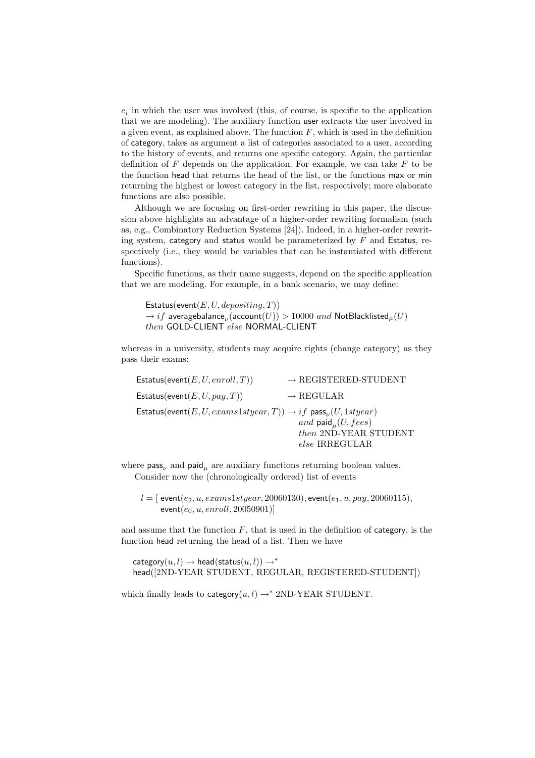$e_i$ in which the user was involved (this, of course, is specific to the application that we are modeling). The auxiliary function user extracts the user involved in a given event, as explained above. The function $F$, which is used in the definition of category, takes as argument a list of categories associated to a user, according to the history of events, and returns one specific category. Again, the particular definition of $F$ depends on the application. For example, we can take $F$ to be the function head that returns the head of the list, or the functions max or min returning the highest or lowest category in the list, respectively; more elaborate functions are also possible.

Although we are focusing on first-order rewriting in this paper, the discussion above highlights an advantage of a higher-order rewriting formalism (such as, e.g., Combinatory Reduction Systems [24]). Indeed, in a higher-order rewriting system, category and status would be parameterized by $F$ and Estatus, respectively (i.e., they would be variables that can be instantiated with different functions).

Specific functions, as their name suggests, depend on the specific application that we are modeling. For example, in a bank scenario, we may define:

$$\begin{array}{l}\mathsf{Estatus}(\mathsf{event}(E, U, depositing, T)) \\ \rightarrow if\ \mathsf{averagebalance}_\nu(\mathsf{account}(U)) > 10000\ and\ \mathsf{NotBlacklisted}_\mu(U) \\ then\ \mathsf{GOLD\text{-}CLIENT}\ else\ \mathsf{NORMAL\text{-}CLIENT}\end{array}$$

whereas in a university, students may acquire rights (change category) as they pass their exams:

$$\begin{array}{ll}\mathsf{Estatus}(\mathsf{event}(E, U, enroll, T)) & \rightarrow \text{REGISTERED-STUDENT} \\ \mathsf{Estatus}(\mathsf{event}(E, U, pay, T)) & \rightarrow \text{REGULAR} \\ \mathsf{Estatus}(\mathsf{event}(E, U, exams1styear, T)) & \rightarrow if\ \mathsf{pass}_\nu(U, 1styear) \\ & \quad and\ \mathsf{paid}_\mu(U, fees) \\ & \quad then\ \text{2ND-YEAR STUDENT} \\ & \quad else\ \text{IRREGULAR}\end{array}$$

where $\mathsf{pass}_\nu$ and $\mathsf{paid}_\mu$ are auxiliary functions returning boolean values.

Consider now the (chronologically ordered) list of events

$$\begin{array}{l} l = [\ \mathsf{event}(e_2, u, exams1styear, 20060130), \mathsf{event}(e_1, u, pay, 20060115), \\ \quad \mathsf{event}(e_0, u, enroll, 20050901)] \end{array}$$

and assume that the function $F$, that is used in the definition of category, is the function head returning the head of a list. Then we have

$$\begin{array}{l}\mathsf{category}(u, l) \rightarrow \mathsf{head}(\mathsf{status}(u, l)) \rightarrow^* \\ \mathsf{head}([\text{2ND-YEAR STUDENT, REGULAR, REGISTERED-STUDENT}])\end{array}$$

which finally leads to $\mathsf{category}(u, l) \rightarrow^*$ 2ND-YEAR STUDENT.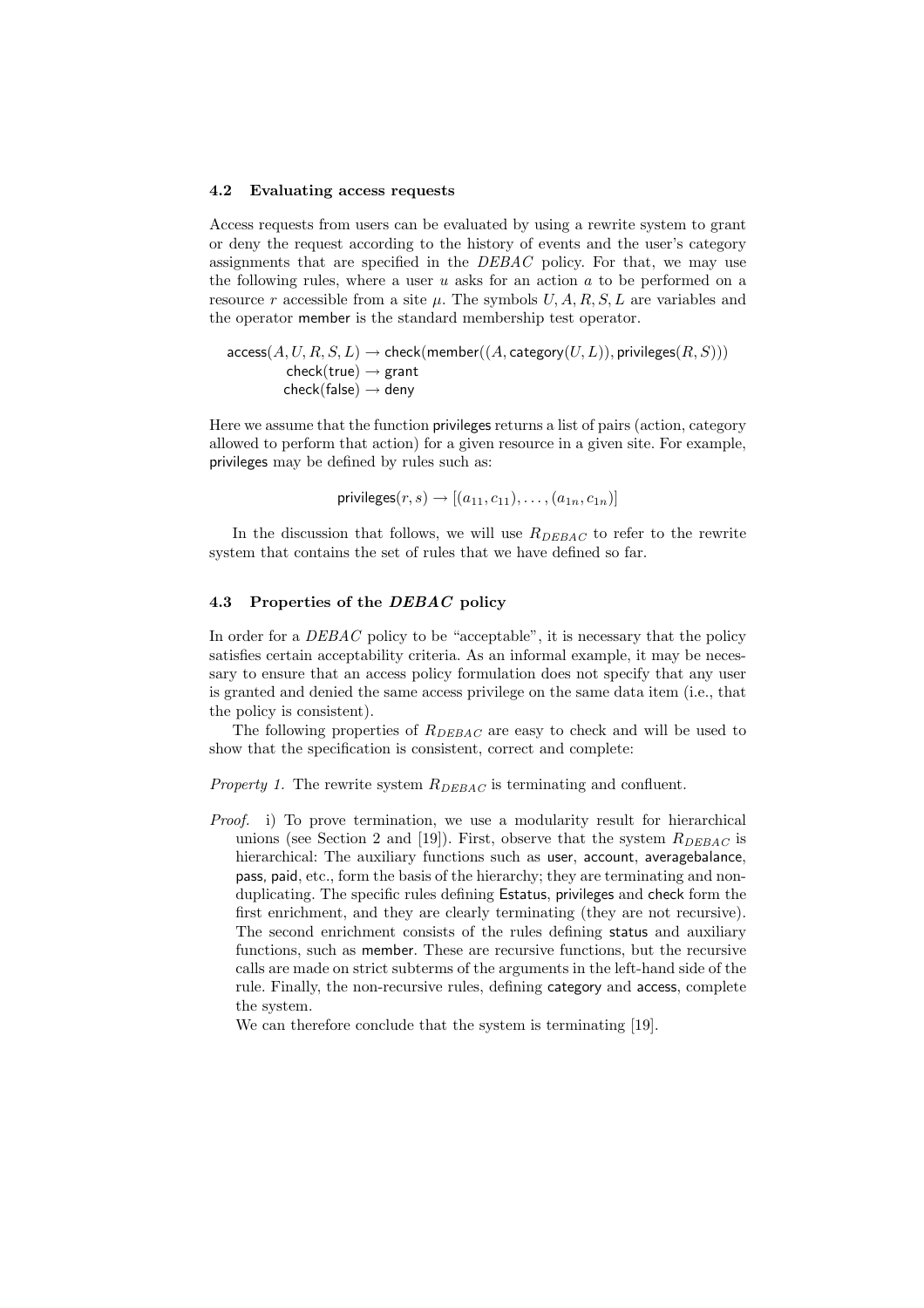### 4.2 Evaluating access requests

Access requests from users can be evaluated by using a rewrite system to grant or deny the request according to the history of events and the user's category assignments that are specified in the *DEBAC* policy. For that, we may use the following rules, where a user $u$ asks for an action $a$ to be performed on a resource $r$ accessible from a site $\mu$. The symbols $U, A, R, S, L$ are variables and the operator member is the standard membership test operator.

$$\begin{aligned} \mathsf{access}(A, U, R, S, L) &\rightarrow \mathsf{check}(\mathsf{member}((A, \mathsf{category}(U, L)), \mathsf{privileges}(R, S))) \\ \mathsf{check}(\mathsf{true}) &\rightarrow \mathsf{grant} \\ \mathsf{check}(\mathsf{false}) &\rightarrow \mathsf{deny} \end{aligned}$$

Here we assume that the function privileges returns a list of pairs (action, category allowed to perform that action) for a given resource in a given site. For example, privileges may be defined by rules such as:

$$\mathsf{privileges}(r, s) \rightarrow [(a_{11}, c_{11}), \ldots, (a_{1n}, c_{1n})]$$

In the discussion that follows, we will use $R_{DEBAC}$ to refer to the rewrite system that contains the set of rules that we have defined so far.

### 4.3 Properties of the *DEBAC* policy

In order for a *DEBAC* policy to be "acceptable", it is necessary that the policy satisfies certain acceptability criteria. As an informal example, it may be necessary to ensure that an access policy formulation does not specify that any user is granted and denied the same access privilege on the same data item (i.e., that the policy is consistent).

The following properties of $R_{DEBAC}$ are easy to check and will be used to show that the specification is consistent, correct and complete:

*Property 1.* The rewrite system $R_{DEBAC}$ is terminating and confluent.

*Proof.* i) To prove termination, we use a modularity result for hierarchical unions (see Section 2 and [19]). First, observe that the system $R_{DEBAC}$ is hierarchical: The auxiliary functions such as user, account, averagebalance, pass, paid, etc., form the basis of the hierarchy; they are terminating and non-duplicating. The specific rules defining Estatus, privileges and check form the first enrichment, and they are clearly terminating (they are not recursive). The second enrichment consists of the rules defining status and auxiliary functions, such as member. These are recursive functions, but the recursive calls are made on strict subterms of the arguments in the left-hand side of the rule. Finally, the non-recursive rules, defining category and access, complete the system.

We can therefore conclude that the system is terminating [19].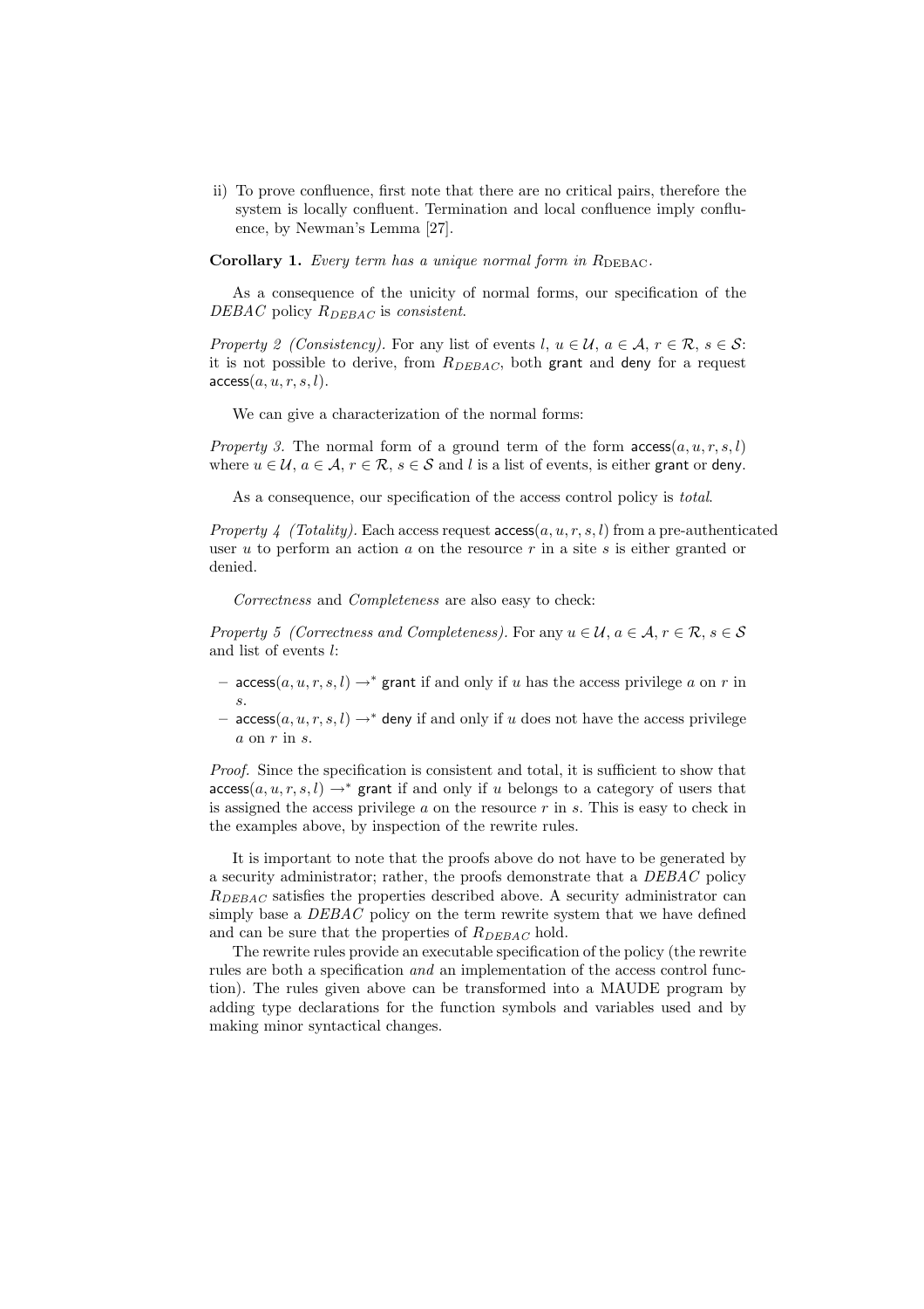ii) To prove confluence, first note that there are no critical pairs, therefore the system is locally confluent. Termination and local confluence imply confluence, by Newman's Lemma [27].

**Corollary 1.** *Every term has a unique normal form in $R_{\mathrm{DEBAC}}$.*

As a consequence of the unicity of normal forms, our specification of the *DEBAC* policy $R_{DEBAC}$ is *consistent*.

*Property 2 (Consistency).* For any list of events $l$, $u \in \mathcal{U}$, $a \in \mathcal{A}$, $r \in \mathcal{R}$, $s \in \mathcal{S}$: it is not possible to derive, from $R_{DEBAC}$, both $\mathsf{grant}$ and $\mathsf{deny}$ for a request $\mathsf{access}(a, u, r, s, l)$.

We can give a characterization of the normal forms:

*Property 3.* The normal form of a ground term of the form $\mathsf{access}(a, u, r, s, l)$ where $u \in \mathcal{U}$, $a \in \mathcal{A}$, $r \in \mathcal{R}$, $s \in \mathcal{S}$ and $l$ is a list of events, is either $\mathsf{grant}$ or $\mathsf{deny}$.

As a consequence, our specification of the access control policy is *total*.

*Property 4 (Totality).* Each access request $\mathsf{access}(a, u, r, s, l)$ from a pre-authenticated user $u$ to perform an action $a$ on the resource $r$ in a site $s$ is either granted or denied.

*Correctness* and *Completeness* are also easy to check:

*Property 5 (Correctness and Completeness).* For any $u \in \mathcal{U}$, $a \in \mathcal{A}$, $r \in \mathcal{R}$, $s \in \mathcal{S}$ and list of events $l$:

- $\mathsf{access}(a, u, r, s, l) \rightarrow^* \mathsf{grant}$ if and only if $u$ has the access privilege $a$ on $r$ in $s$.
- $\mathsf{access}(a, u, r, s, l) \rightarrow^* \mathsf{deny}$ if and only if $u$ does not have the access privilege $a$ on $r$ in $s$.

*Proof.* Since the specification is consistent and total, it is sufficient to show that $\mathsf{access}(a, u, r, s, l) \rightarrow^* \mathsf{grant}$ if and only if $u$ belongs to a category of users that is assigned the access privilege $a$ on the resource $r$ in $s$. This is easy to check in the examples above, by inspection of the rewrite rules.

It is important to note that the proofs above do not have to be generated by a security administrator; rather, the proofs demonstrate that a *DEBAC* policy $R_{DEBAC}$ satisfies the properties described above. A security administrator can simply base a *DEBAC* policy on the term rewrite system that we have defined and can be sure that the properties of $R_{DEBAC}$ hold.

The rewrite rules provide an executable specification of the policy (the rewrite rules are both a specification *and* an implementation of the access control function). The rules given above can be transformed into a MAUDE program by adding type declarations for the function symbols and variables used and by making minor syntactical changes.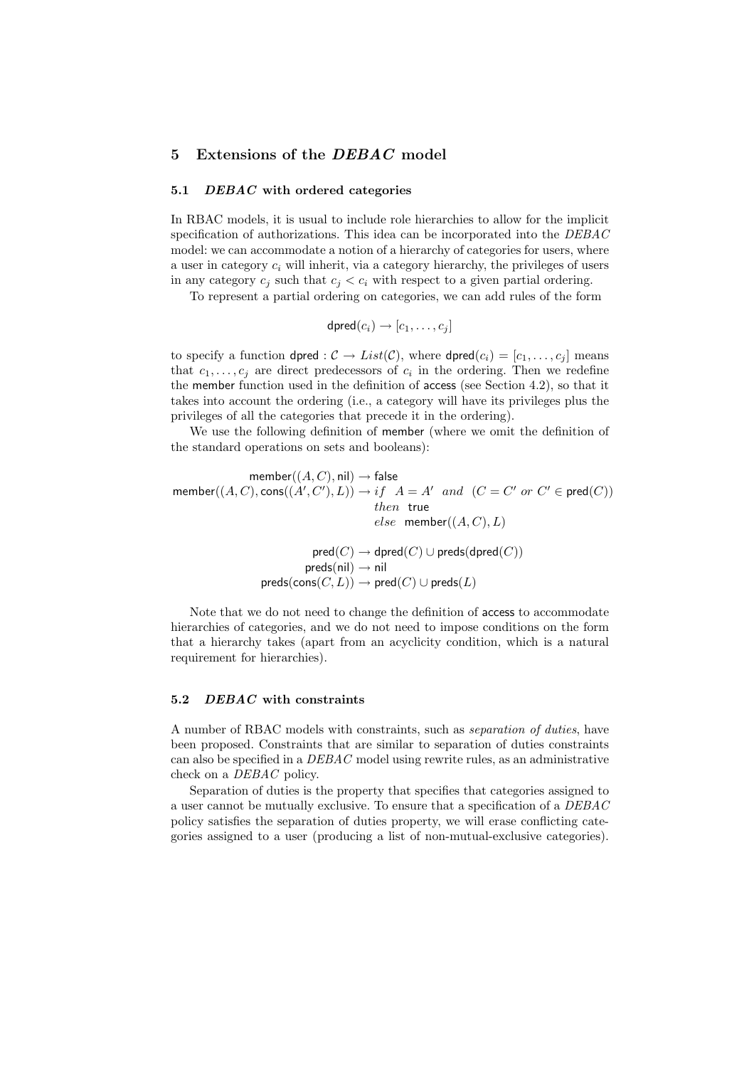## 5 Extensions of the *DEBAC* model

### 5.1 *DEBAC* with ordered categories

In RBAC models, it is usual to include role hierarchies to allow for the implicit specification of authorizations. This idea can be incorporated into the *DEBAC* model: we can accommodate a notion of a hierarchy of categories for users, where a user in category $c_i$ will inherit, via a category hierarchy, the privileges of users in any category $c_j$ such that $c_j < c_i$ with respect to a given partial ordering.

To represent a partial ordering on categories, we can add rules of the form

$$\mathsf{dpred}(c_i) \rightarrow [c_1, \ldots, c_j]$$

to specify a function $\mathsf{dpred} : \mathcal{C} \rightarrow List(\mathcal{C})$, where $\mathsf{dpred}(c_i) = [c_1, \ldots, c_j]$ means that $c_1, \ldots, c_j$ are direct predecessors of $c_i$ in the ordering. Then we redefine the member function used in the definition of access (see Section 4.2), so that it takes into account the ordering (i.e., a category will have its privileges plus the privileges of all the categories that precede it in the ordering).

We use the following definition of member (where we omit the definition of the standard operations on sets and booleans):

$$
\begin{aligned}
\mathsf{member}((A, C), \mathsf{nil}) &\rightarrow \mathsf{false} \\
\mathsf{member}((A, C), \mathsf{cons}((A', C'), L)) &\rightarrow if \;\; A = A' \;\; and \;\; (C = C' \;\; or \;\; C' \in \mathsf{pred}(C)) \\
&\qquad then \;\; \mathsf{true} \\
&\qquad else \;\; \mathsf{member}((A, C), L)
\end{aligned}
$$

$$
\begin{aligned}
\mathsf{pred}(C) &\rightarrow \mathsf{dpred}(C) \cup \mathsf{preds}(\mathsf{dpred}(C)) \\
\mathsf{preds}(\mathsf{nil}) &\rightarrow \mathsf{nil} \\
\mathsf{preds}(\mathsf{cons}(C, L)) &\rightarrow \mathsf{pred}(C) \cup \mathsf{preds}(L)
\end{aligned}
$$

Note that we do not need to change the definition of access to accommodate hierarchies of categories, and we do not need to impose conditions on the form that a hierarchy takes (apart from an acyclicity condition, which is a natural requirement for hierarchies).

### 5.2 *DEBAC* with constraints

A number of RBAC models with constraints, such as *separation of duties*, have been proposed. Constraints that are similar to separation of duties constraints can also be specified in a *DEBAC* model using rewrite rules, as an administrative check on a *DEBAC* policy.

Separation of duties is the property that specifies that categories assigned to a user cannot be mutually exclusive. To ensure that a specification of a *DEBAC* policy satisfies the separation of duties property, we will erase conflicting categories assigned to a user (producing a list of non-mutual-exclusive categories).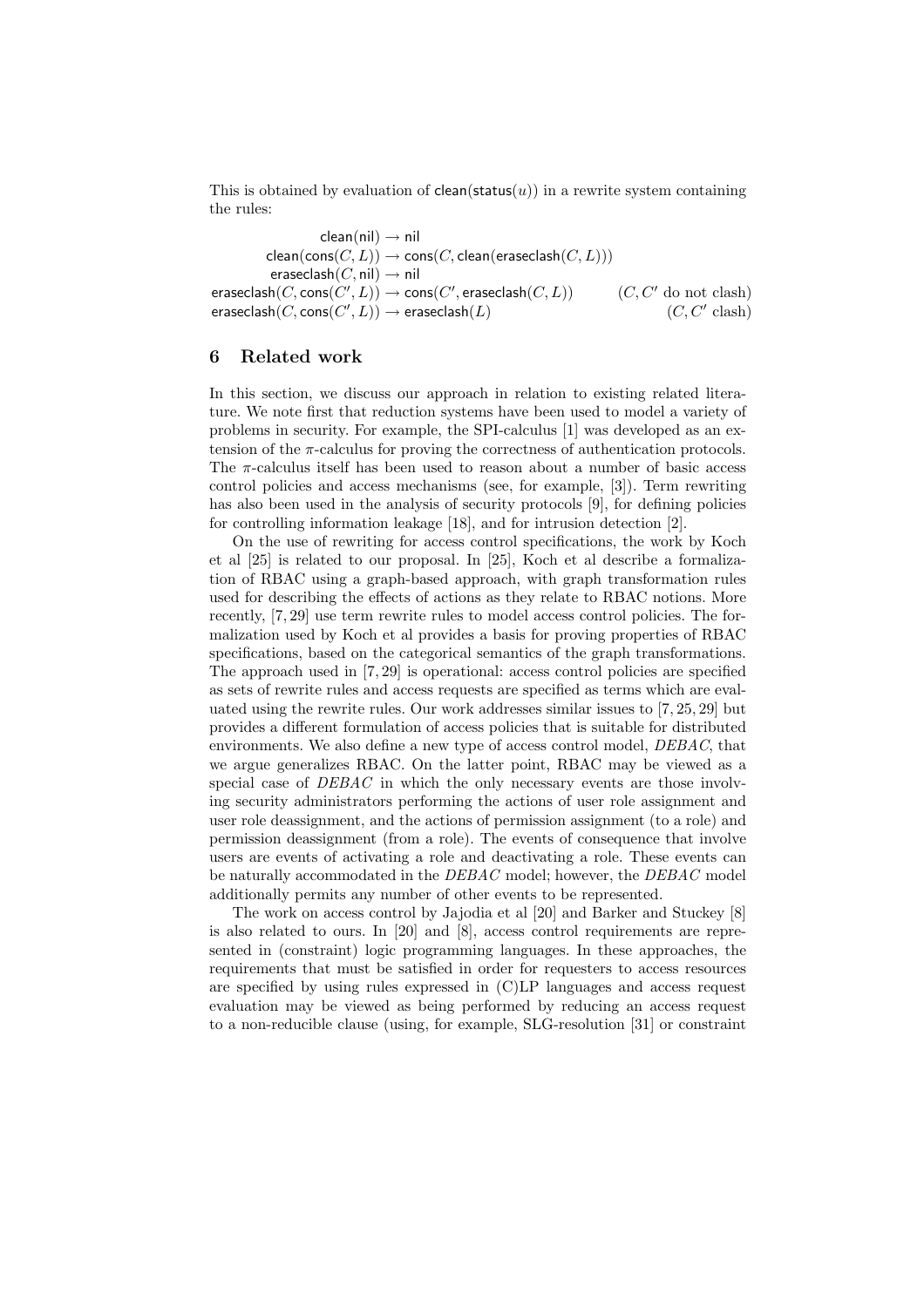This is obtained by evaluation of $\mathsf{clean}(\mathsf{status}(u))$ in a rewrite system containing the rules:

$$
\begin{array}{rcll}
\mathsf{clean}(\mathsf{nil}) & \rightarrow & \mathsf{nil} & \\
\mathsf{clean}(\mathsf{cons}(C, L)) & \rightarrow & \mathsf{cons}(C, \mathsf{clean}(\mathsf{eraseclash}(C, L))) & \\
\mathsf{eraseclash}(C, \mathsf{nil}) & \rightarrow & \mathsf{nil} & \\
\mathsf{eraseclash}(C, \mathsf{cons}(C', L)) & \rightarrow & \mathsf{cons}(C', \mathsf{eraseclash}(C, L)) & (C, C' \text{ do not clash}) \\
\mathsf{eraseclash}(C, \mathsf{cons}(C', L)) & \rightarrow & \mathsf{eraseclash}(L) & (C, C' \text{ clash})
\end{array}
$$

## 6 Related work

In this section, we discuss our approach in relation to existing related literature. We note first that reduction systems have been used to model a variety of problems in security. For example, the SPI-calculus [1] was developed as an extension of the $\pi$-calculus for proving the correctness of authentication protocols. The $\pi$-calculus itself has been used to reason about a number of basic access control policies and access mechanisms (see, for example, [3]). Term rewriting has also been used in the analysis of security protocols [9], for defining policies for controlling information leakage [18], and for intrusion detection [2].

On the use of rewriting for access control specifications, the work by Koch et al [25] is related to our proposal. In [25], Koch et al describe a formalization of RBAC using a graph-based approach, with graph transformation rules used for describing the effects of actions as they relate to RBAC notions. More recently, [7, 29] use term rewrite rules to model access control policies. The formalization used by Koch et al provides a basis for proving properties of RBAC specifications, based on the categorical semantics of the graph transformations. The approach used in [7, 29] is operational: access control policies are specified as sets of rewrite rules and access requests are specified as terms which are evaluated using the rewrite rules. Our work addresses similar issues to [7, 25, 29] but provides a different formulation of access policies that is suitable for distributed environments. We also define a new type of access control model, *DEBAC*, that we argue generalizes RBAC. On the latter point, RBAC may be viewed as a special case of *DEBAC* in which the only necessary events are those involving security administrators performing the actions of user role assignment and user role deassignment, and the actions of permission assignment (to a role) and permission deassignment (from a role). The events of consequence that involve users are events of activating a role and deactivating a role. These events can be naturally accommodated in the *DEBAC* model; however, the *DEBAC* model additionally permits any number of other events to be represented.

The work on access control by Jajodia et al [20] and Barker and Stuckey [8] is also related to ours. In [20] and [8], access control requirements are represented in (constraint) logic programming languages. In these approaches, the requirements that must be satisfied in order for requesters to access resources are specified by using rules expressed in (C)LP languages and access request evaluation may be viewed as being performed by reducing an access request to a non-reducible clause (using, for example, SLG-resolution [31] or constraint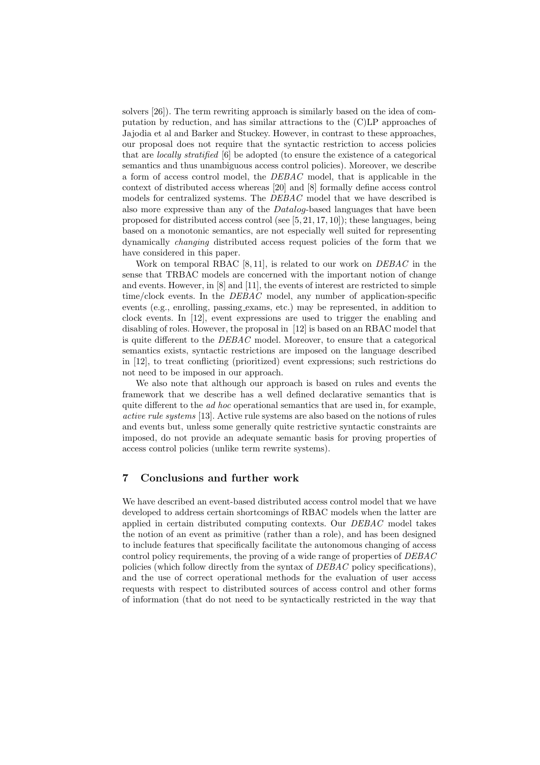solvers [26]). The term rewriting approach is similarly based on the idea of computation by reduction, and has similar attractions to the (C)LP approaches of Jajodia et al and Barker and Stuckey. However, in contrast to these approaches, our proposal does not require that the syntactic restriction to access policies that are *locally stratified* [6] be adopted (to ensure the existence of a categorical semantics and thus unambiguous access control policies). Moreover, we describe a form of access control model, the *DEBAC* model, that is applicable in the context of distributed access whereas [20] and [8] formally define access control models for centralized systems. The *DEBAC* model that we have described is also more expressive than any of the *Datalog*-based languages that have been proposed for distributed access control (see [5, 21, 17, 10]); these languages, being based on a monotonic semantics, are not especially well suited for representing dynamically *changing* distributed access request policies of the form that we have considered in this paper.

Work on temporal RBAC [8, 11], is related to our work on *DEBAC* in the sense that TRBAC models are concerned with the important notion of change and events. However, in [8] and [11], the events of interest are restricted to simple time/clock events. In the *DEBAC* model, any number of application-specific events (e.g., enrolling, passing_exams, etc.) may be represented, in addition to clock events. In [12], event expressions are used to trigger the enabling and disabling of roles. However, the proposal in [12] is based on an RBAC model that is quite different to the *DEBAC* model. Moreover, to ensure that a categorical semantics exists, syntactic restrictions are imposed on the language described in [12], to treat conflicting (prioritized) event expressions; such restrictions do not need to be imposed in our approach.

We also note that although our approach is based on rules and events the framework that we describe has a well defined declarative semantics that is quite different to the *ad hoc* operational semantics that are used in, for example, *active rule systems* [13]. Active rule systems are also based on the notions of rules and events but, unless some generally quite restrictive syntactic constraints are imposed, do not provide an adequate semantic basis for proving properties of access control policies (unlike term rewrite systems).

## 7 Conclusions and further work

We have described an event-based distributed access control model that we have developed to address certain shortcomings of RBAC models when the latter are applied in certain distributed computing contexts. Our *DEBAC* model takes the notion of an event as primitive (rather than a role), and has been designed to include features that specifically facilitate the autonomous changing of access control policy requirements, the proving of a wide range of properties of *DEBAC* policies (which follow directly from the syntax of *DEBAC* policy specifications), and the use of correct operational methods for the evaluation of user access requests with respect to distributed sources of access control and other forms of information (that do not need to be syntactically restricted in the way that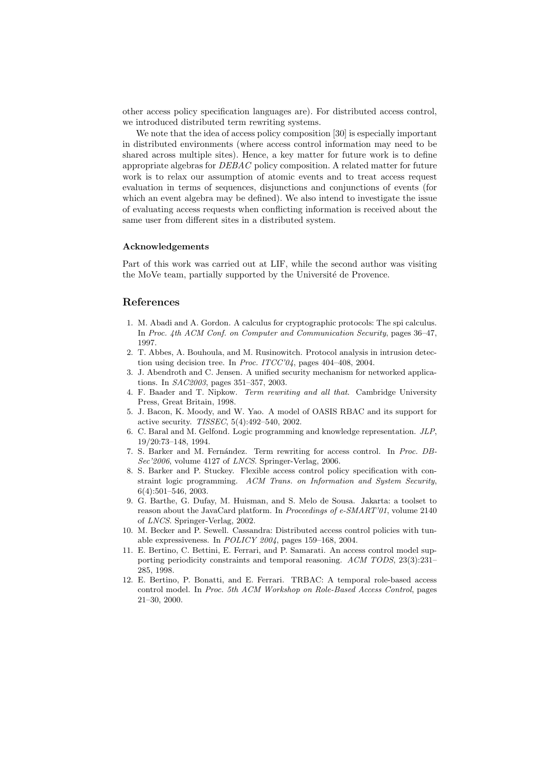other access policy specification languages are). For distributed access control, we introduced distributed term rewriting systems.

We note that the idea of access policy composition [30] is especially important in distributed environments (where access control information may need to be shared across multiple sites). Hence, a key matter for future work is to define appropriate algebras for *DEBAC* policy composition. A related matter for future work is to relax our assumption of atomic events and to treat access request evaluation in terms of sequences, disjunctions and conjunctions of events (for which an event algebra may be defined). We also intend to investigate the issue of evaluating access requests when conflicting information is received about the same user from different sites in a distributed system.

#### Acknowledgements

Part of this work was carried out at LIF, while the second author was visiting the MoVe team, partially supported by the Université de Provence.

## References

1. M. Abadi and A. Gordon. A calculus for cryptographic protocols: The spi calculus. In *Proc. 4th ACM Conf. on Computer and Communication Security*, pages 36–47, 1997.
2. T. Abbes, A. Bouhoula, and M. Rusinowitch. Protocol analysis in intrusion detection using decision tree. In *Proc. ITCC'04*, pages 404–408, 2004.
3. J. Abendroth and C. Jensen. A unified security mechanism for networked applications. In *SAC2003*, pages 351–357, 2003.
4. F. Baader and T. Nipkow. *Term rewriting and all that*. Cambridge University Press, Great Britain, 1998.
5. J. Bacon, K. Moody, and W. Yao. A model of OASIS RBAC and its support for active security. *TISSEC*, 5(4):492–540, 2002.
6. C. Baral and M. Gelfond. Logic programming and knowledge representation. *JLP*, 19/20:73–148, 1994.
7. S. Barker and M. Fernández. Term rewriting for access control. In *Proc. DB-Sec'2006*, volume 4127 of *LNCS*. Springer-Verlag, 2006.
8. S. Barker and P. Stuckey. Flexible access control policy specification with constraint logic programming. *ACM Trans. on Information and System Security*, 6(4):501–546, 2003.
9. G. Barthe, G. Dufay, M. Huisman, and S. Melo de Sousa. Jakarta: a toolset to reason about the JavaCard platform. In *Proceedings of e-SMART'01*, volume 2140 of *LNCS*. Springer-Verlag, 2002.
10. M. Becker and P. Sewell. Cassandra: Distributed access control policies with tunable expressiveness. In *POLICY 2004*, pages 159–168, 2004.
11. E. Bertino, C. Bettini, E. Ferrari, and P. Samarati. An access control model supporting periodicity constraints and temporal reasoning. *ACM TODS*, 23(3):231–285, 1998.
12. E. Bertino, P. Bonatti, and E. Ferrari. TRBAC: A temporal role-based access control model. In *Proc. 5th ACM Workshop on Role-Based Access Control*, pages 21–30, 2000.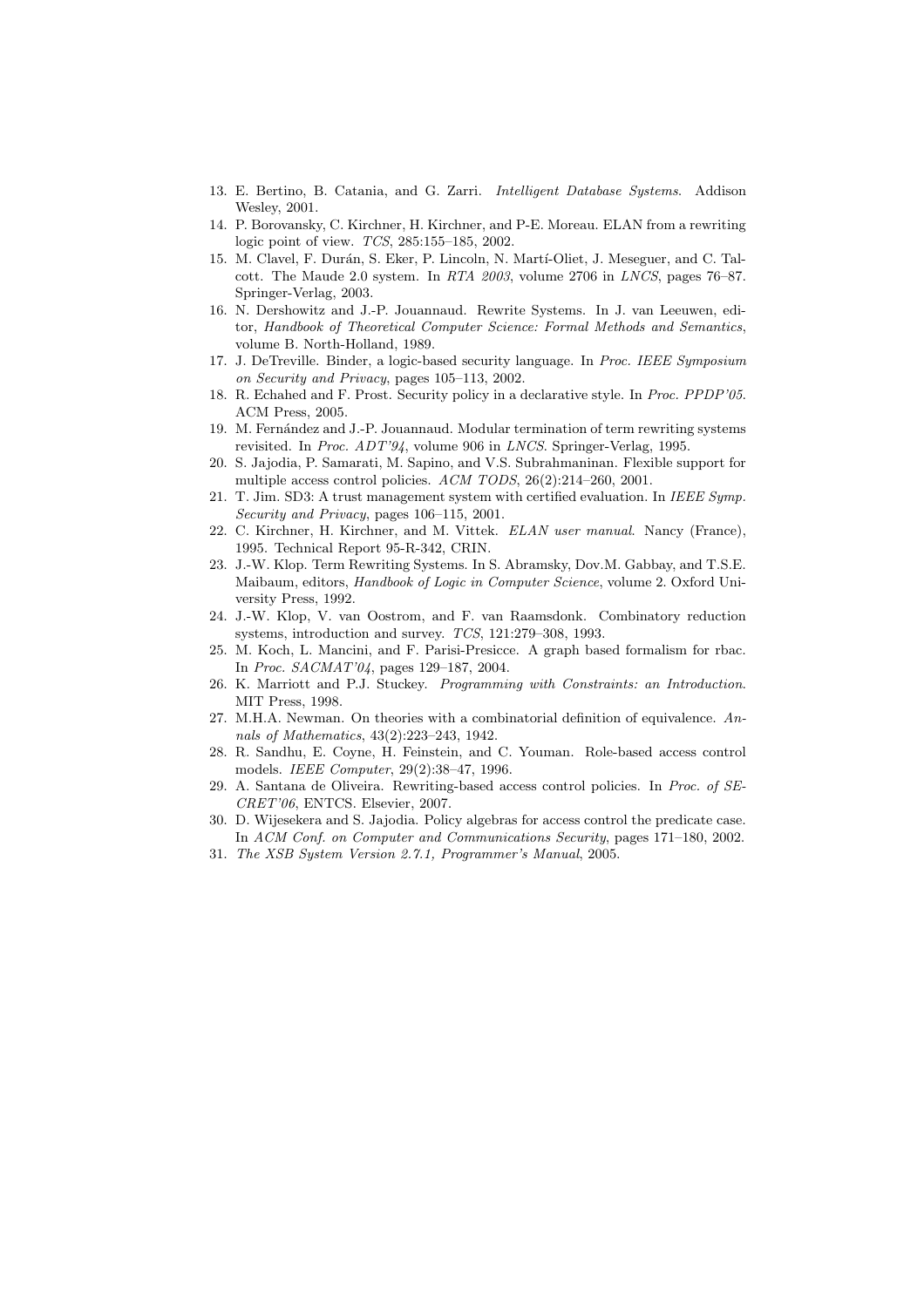13. E. Bertino, B. Catania, and G. Zarri. *Intelligent Database Systems*. Addison Wesley, 2001.
14. P. Borovansky, C. Kirchner, H. Kirchner, and P-E. Moreau. ELAN from a rewriting logic point of view. *TCS*, 285:155–185, 2002.
15. M. Clavel, F. Durán, S. Eker, P. Lincoln, N. Martí-Oliet, J. Meseguer, and C. Talcott. The Maude 2.0 system. In *RTA 2003*, volume 2706 in *LNCS*, pages 76–87. Springer-Verlag, 2003.
16. N. Dershowitz and J.-P. Jouannaud. Rewrite Systems. In J. van Leeuwen, editor, *Handbook of Theoretical Computer Science: Formal Methods and Semantics*, volume B. North-Holland, 1989.
17. J. DeTreville. Binder, a logic-based security language. In *Proc. IEEE Symposium on Security and Privacy*, pages 105–113, 2002.
18. R. Echahed and F. Prost. Security policy in a declarative style. In *Proc. PPDP'05*. ACM Press, 2005.
19. M. Fernández and J.-P. Jouannaud. Modular termination of term rewriting systems revisited. In *Proc. ADT'94*, volume 906 in *LNCS*. Springer-Verlag, 1995.
20. S. Jajodia, P. Samarati, M. Sapino, and V.S. Subrahmaninan. Flexible support for multiple access control policies. *ACM TODS*, 26(2):214–260, 2001.
21. T. Jim. SD3: A trust management system with certified evaluation. In *IEEE Symp. Security and Privacy*, pages 106–115, 2001.
22. C. Kirchner, H. Kirchner, and M. Vittek. *ELAN user manual*. Nancy (France), 1995. Technical Report 95-R-342, CRIN.
23. J.-W. Klop. Term Rewriting Systems. In S. Abramsky, Dov.M. Gabbay, and T.S.E. Maibaum, editors, *Handbook of Logic in Computer Science*, volume 2. Oxford University Press, 1992.
24. J.-W. Klop, V. van Oostrom, and F. van Raamsdonk. Combinatory reduction systems, introduction and survey. *TCS*, 121:279–308, 1993.
25. M. Koch, L. Mancini, and F. Parisi-Presicce. A graph based formalism for rbac. In *Proc. SACMAT'04*, pages 129–187, 2004.
26. K. Marriott and P.J. Stuckey. *Programming with Constraints: an Introduction*. MIT Press, 1998.
27. M.H.A. Newman. On theories with a combinatorial definition of equivalence. *Annals of Mathematics*, 43(2):223–243, 1942.
28. R. Sandhu, E. Coyne, H. Feinstein, and C. Youman. Role-based access control models. *IEEE Computer*, 29(2):38–47, 1996.
29. A. Santana de Oliveira. Rewriting-based access control policies. In *Proc. of SECRET'06*, ENTCS. Elsevier, 2007.
30. D. Wijesekera and S. Jajodia. Policy algebras for access control the predicate case. In *ACM Conf. on Computer and Communications Security*, pages 171–180, 2002.
31. *The XSB System Version 2.7.1, Programmer's Manual*, 2005.